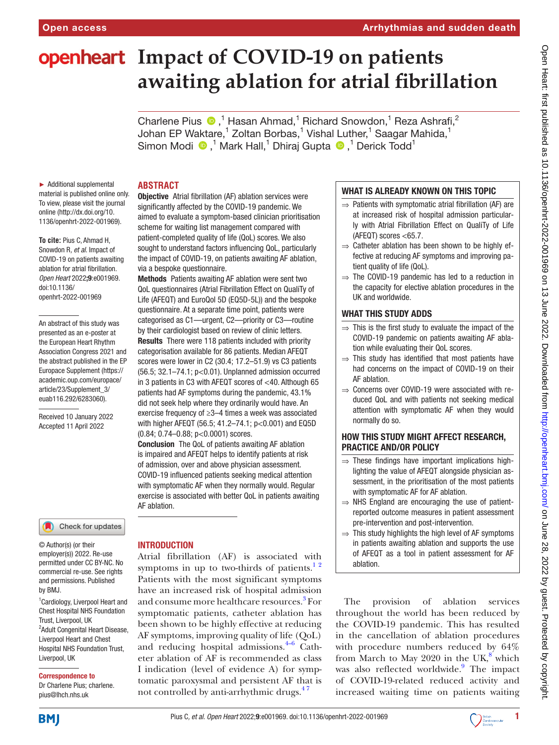# Impact of COVID-19 on patients awaiting ablation for atrial fibrillation

Charlene Pius ,[1] Hasan Ahmad,[1] Richard Snowdon,[1] Reza Ashrafi,[2] Johan EP Waktare,[1] Zoltan Borbas,[1] Vishal Luther,[1] Saagar Mahida,[1] Simon Modi ,[1] Mark Hall,[1] Dhiraj Gupta ,[1] Derick Todd[1]

► Additional supplemental material is published online only. To view, please visit the journal online (http://dx.doi.org/10.1136/openhrt-2022-001969).

**To cite:** Pius C, Ahmad H, Snowdon R, *et al*. Impact of COVID-19 on patients awaiting ablation for atrial fibrillation. *Open Heart* 2022;**9**:e001969. doi:10.1136/openhrt-2022-001969

An abstract of this study was presented as an e-poster at the European Heart Rhythm Association Congress 2021 and the abstract published in the EP Europace Supplement (https://academic.oup.com/europace/article/23/Supplement_3/euab116.292/6283060).

Received 10 January 2022
Accepted 11 April 2022

© Author(s) (or their employer(s)) 2022. Re-use permitted under CC BY-NC. No commercial re-use. See rights and permissions. Published by BMJ.

[1]Cardiology, Liverpool Heart and Chest Hospital NHS Foundation Trust, Liverpool, UK
[2]Adult Congenital Heart Disease, Liverpool Heart and Chest Hospital NHS Foundation Trust, Liverpool, UK

**Correspondence to**
Dr Charlene Pius; charlene.pius@lhch.nhs.uk

## ABSTRACT

**Objective** Atrial fibrillation (AF) ablation services were significantly affected by the COVID-19 pandemic. We aimed to evaluate a symptom-based clinician prioritisation scheme for waiting list management compared with patient-completed quality of life (QoL) scores. We also sought to understand factors influencing QoL, particularly the impact of COVID-19, on patients awaiting AF ablation, via a bespoke questionnaire.

**Methods** Patients awaiting AF ablation were sent two QoL questionnaires (Atrial Fibrillation Effect on QualiTy of Life (AFEQT) and EuroQol 5D (EQ5D-5L)) and the bespoke questionnaire. At a separate time point, patients were categorised as C1—urgent, C2—priority or C3—routine by their cardiologist based on review of clinic letters.

**Results** There were 118 patients included with priority categorisation available for 86 patients. Median AFEQT scores were lower in C2 (30.4; 17.2–51.9) vs C3 patients (56.5; 32.1–74.1; p<0.01). Unplanned admission occurred in 3 patients in C3 with AFEQT scores of <40. Although 65 patients had AF symptoms during the pandemic, 43.1% did not seek help where they ordinarily would have. An exercise frequency of ≥3–4 times a week was associated with higher AFEQT (56.5; 41.2–74.1; p<0.001) and EQ5D (0.84; 0.74–0.88; p<0.0001) scores.

**Conclusion** The QoL of patients awaiting AF ablation is impaired and AFEQT helps to identify patients at risk of admission, over and above physician assessment. COVID-19 influenced patients seeking medical attention with symptomatic AF when they normally would. Regular exercise is associated with better QoL in patients awaiting AF ablation.

### WHAT IS ALREADY KNOWN ON THIS TOPIC

⇒ Patients with symptomatic atrial fibrillation (AF) are at increased risk of hospital admission particularly with Atrial Fibrillation Effect on QualiTy of Life (AFEQT) scores <65.7.
⇒ Catheter ablation has been shown to be highly effective at reducing AF symptoms and improving patient quality of life (QoL).
⇒ The COVID-19 pandemic has led to a reduction in the capacity for elective ablation procedures in the UK and worldwide.

### WHAT THIS STUDY ADDS

⇒ This is the first study to evaluate the impact of the COVID-19 pandemic on patients awaiting AF ablation while evaluating their QoL scores.
⇒ This study has identified that most patients have had concerns on the impact of COVID-19 on their AF ablation.
⇒ Concerns over COVID-19 were associated with reduced QoL and with patients not seeking medical attention with symptomatic AF when they would normally do so.

### HOW THIS STUDY MIGHT AFFECT RESEARCH, PRACTICE AND/OR POLICY

⇒ These findings have important implications highlighting the value of AFEQT alongside physician assessment, in the prioritisation of the most patients with symptomatic AF for AF ablation.
⇒ NHS England are encouraging the use of patient-reported outcome measures in patient assessment pre-intervention and post-intervention.
⇒ This study highlights the high level of AF symptoms in patients awaiting ablation and supports the use of AFEQT as a tool in patient assessment for AF ablation.

## INTRODUCTION

Atrial fibrillation (AF) is associated with symptoms in up to two-thirds of patients.[1,2] Patients with the most significant symptoms have an increased risk of hospital admission and consume more healthcare resources.[3] For symptomatic patients, catheter ablation has been shown to be highly effective at reducing AF symptoms, improving quality of life (QoL) and reducing hospital admissions.[4–6] Catheter ablation of AF is recommended as class I indication (level of evidence A) for symptomatic paroxysmal and persistent AF that is not controlled by anti-arrhythmic drugs.[4,7]

The provision of ablation services throughout the world has been reduced by the COVID-19 pandemic. This has resulted in the cancellation of ablation procedures with procedure numbers reduced by 64% from March to May 2020 in the UK,[8] which was also reflected worldwide.[9] The impact of COVID-19-related reduced activity and increased waiting time on patients waiting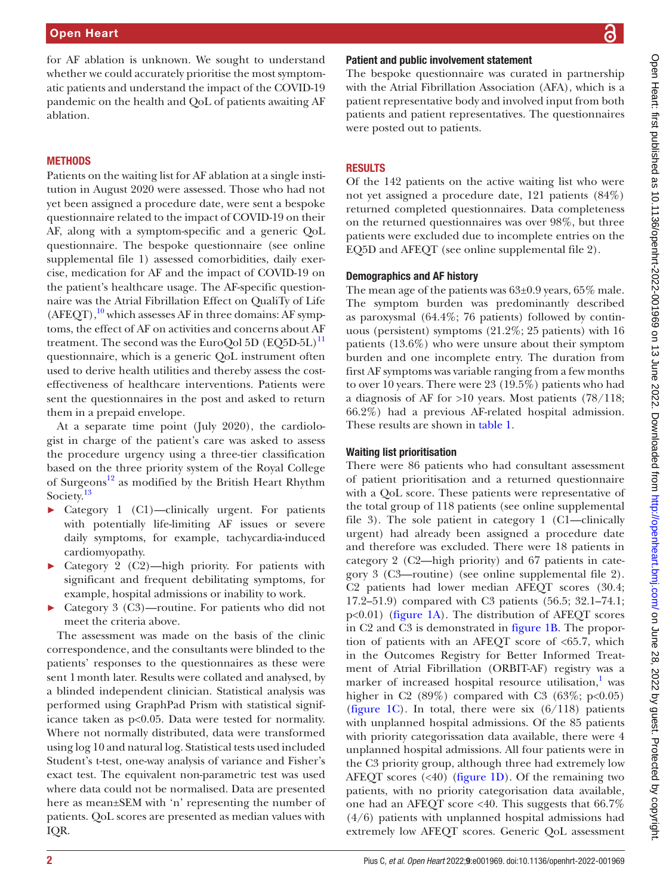for AF ablation is unknown. We sought to understand whether we could accurately prioritise the most symptomatic patients and understand the impact of the COVID-19 pandemic on the health and QoL of patients awaiting AF ablation.

## METHODS

Patients on the waiting list for AF ablation at a single institution in August 2020 were assessed. Those who had not yet been assigned a procedure date, were sent a bespoke questionnaire related to the impact of COVID-19 on their AF, along with a symptom-specific and a generic QoL questionnaire. The bespoke questionnaire (see online supplemental file 1) assessed comorbidities, daily exercise, medication for AF and the impact of COVID-19 on the patient's healthcare usage. The AF-specific questionnaire was the Atrial Fibrillation Effect on QualiTy of Life (AFEQT),[10] which assesses AF in three domains: AF symptoms, the effect of AF on activities and concerns about AF treatment. The second was the EuroQol 5D (EQ5D-5L)[11] questionnaire, which is a generic QoL instrument often used to derive health utilities and thereby assess the cost-effectiveness of healthcare interventions. Patients were sent the questionnaires in the post and asked to return them in a prepaid envelope.

At a separate time point (July 2020), the cardiologist in charge of the patient's care was asked to assess the procedure urgency using a three-tier classification based on the three priority system of the Royal College of Surgeons[12] as modified by the British Heart Rhythm Society.[13]

- Category 1 (C1)—clinically urgent. For patients with potentially life-limiting AF issues or severe daily symptoms, for example, tachycardia-induced cardiomyopathy.
- Category 2 (C2)—high priority. For patients with significant and frequent debilitating symptoms, for example, hospital admissions or inability to work.
- Category 3 (C3)—routine. For patients who did not meet the criteria above.

The assessment was made on the basis of the clinic correspondence, and the consultants were blinded to the patients' responses to the questionnaires as these were sent 1 month later. Results were collated and analysed, by a blinded independent clinician. Statistical analysis was performed using GraphPad Prism with statistical significance taken as $p<0.05$. Data were tested for normality. Where not normally distributed, data were transformed using log 10 and natural log. Statistical tests used included Student's t-test, one-way analysis of variance and Fisher's exact test. The equivalent non-parametric test was used where data could not be normalised. Data are presented here as mean±SEM with 'n' representing the number of patients. QoL scores are presented as median values with IQR.

### Patient and public involvement statement

The bespoke questionnaire was curated in partnership with the Atrial Fibrillation Association (AFA), which is a patient representative body and involved input from both patients and patient representatives. The questionnaires were posted out to patients.

## RESULTS

Of the 142 patients on the active waiting list who were not yet assigned a procedure date, 121 patients (84%) returned completed questionnaires. Data completeness on the returned questionnaires was over 98%, but three patients were excluded due to incomplete entries on the EQ5D and AFEQT (see online supplemental file 2).

### Demographics and AF history

The mean age of the patients was 63±0.9 years, 65% male. The symptom burden was predominantly described as paroxysmal (64.4%; 76 patients) followed by continuous (persistent) symptoms (21.2%; 25 patients) with 16 patients (13.6%) who were unsure about their symptom burden and one incomplete entry. The duration from first AF symptoms was variable ranging from a few months to over 10 years. There were 23 (19.5%) patients who had a diagnosis of AF for >10 years. Most patients (78/118; 66.2%) had a previous AF-related hospital admission. These results are shown in table 1.

### Waiting list prioritisation

There were 86 patients who had consultant assessment of patient prioritisation and a returned questionnaire with a QoL score. These patients were representative of the total group of 118 patients (see online supplemental file 3). The sole patient in category 1 (C1—clinically urgent) had already been assigned a procedure date and therefore was excluded. There were 18 patients in category 2 (C2—high priority) and 67 patients in category 3 (C3—routine) (see online supplemental file 2). C2 patients had lower median AFEQT scores (30.4; 17.2–51.9) compared with C3 patients (56.5; 32.1–74.1; $p<0.01$) (figure 1A). The distribution of AFEQT scores in C2 and C3 is demonstrated in figure 1B. The proportion of patients with an AFEQT score of <65.7, which in the Outcomes Registry for Better Informed Treatment of Atrial Fibrillation (ORBIT-AF) registry was a marker of increased hospital resource utilisation,[1] was higher in C2 (89%) compared with C3 (63%; $p<0.05$) (figure 1C). In total, there were six (6/118) patients with unplanned hospital admissions. Of the 85 patients with priority categorisation data available, there were 4 unplanned hospital admissions. All four patients were in the C3 priority group, although three had extremely low AFEQT scores (<40) (figure 1D). Of the remaining two patients, with no priority categorisation data available, one had an AFEQT score <40. This suggests that 66.7% (4/6) patients with unplanned hospital admissions had extremely low AFEQT scores. Generic QoL assessment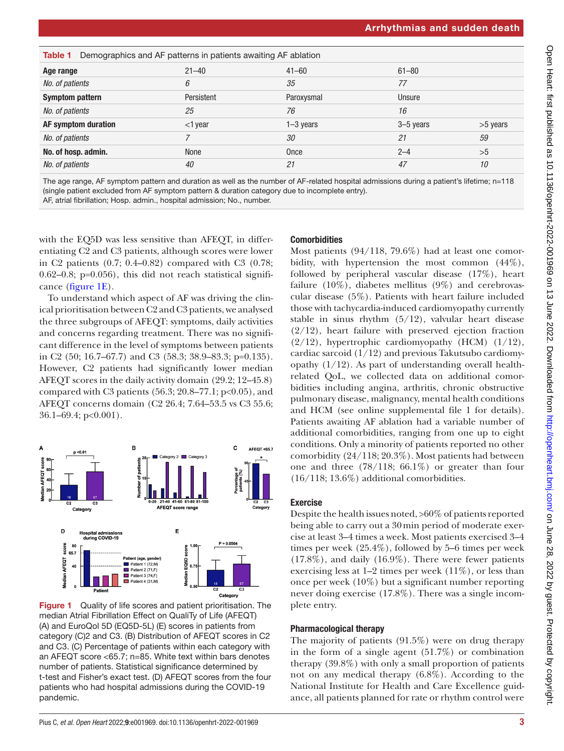**Table 1** Demographics and AF patterns in patients awaiting AF ablation

| **Age range** | 21–40 | 41–60 | 61–80 | |
|---|---|---|---|---|
| *No. of patients* | *6* | *35* | *77* | |
| **Symptom pattern** | Persistent | Paroxysmal | Unsure | |
| *No. of patients* | *25* | *76* | *16* | |
| **AF symptom duration** | <1 year | 1–3 years | 3–5 years | >5 years |
| *No. of patients* | *7* | *30* | *21* | *59* |
| **No. of hosp. admin.** | None | Once | 2–4 | >5 |
| *No. of patients* | *40* | *21* | *47* | *10* |

The age range, AF symptom pattern and duration as well as the number of AF-related hospital admissions during a patient's lifetime; n=118 (single patient excluded from AF symptom pattern & duration category due to incomplete entry).
AF, atrial fibrillation; Hosp. admin., hospital admission; No., number.

with the EQ5D was less sensitive than AFEQT, in differentiating C2 and C3 patients, although scores were lower in C2 patients (0.7; 0.4–0.82) compared with C3 (0.78; 0.62–0.8; p=0.056), this did not reach statistical significance (figure 1E).

To understand which aspect of AF was driving the clinical prioritisation between C2 and C3 patients, we analysed the three subgroups of AFEQT: symptoms, daily activities and concerns regarding treatment. There was no significant difference in the level of symptoms between patients in C2 (50; 16.7–67.7) and C3 (58.3; 38.9–83.3; p=0.135). However, C2 patients had significantly lower median AFEQT scores in the daily activity domain (29.2; 12–45.8) compared with C3 patients (56.3; 20.8–77.1; p<0.05), and AFEQT concerns domain (C2 26.4; 7.64–53.5 vs C3 55.6; 36.1–69.4; p<0.001).

**Figure 1** Quality of life scores and patient prioritisation. The median Atrial Fibrillation Effect on QualiTy of Life (AFEQT) (A) and EuroQol 5D (EQ5D-5L) (E) scores in patients from category (C)2 and C3. (B) Distribution of AFEQT scores in C2 and C3. (C) Percentage of patients within each category with an AFEQT score <65.7; n=85. White text within bars denotes number of patients. Statistical significance determined by t-test and Fisher's exact test. (D) AFEQT scores from the four patients who had hospital admissions during the COVID-19 pandemic.

### Comorbidities

Most patients (94/118, 79.6%) had at least one comorbidity, with hypertension the most common (44%), followed by peripheral vascular disease (17%), heart failure (10%), diabetes mellitus (9%) and cerebrovascular disease (5%). Patients with heart failure included those with tachycardia-induced cardiomyopathy currently stable in sinus rhythm (5/12), valvular heart disease (2/12), heart failure with preserved ejection fraction (2/12), hypertrophic cardiomyopathy (HCM) (1/12), cardiac sarcoid (1/12) and previous Takutsubo cardiomyopathy (1/12). As part of understanding overall health-related QoL, we collected data on additional comorbidities including angina, arthritis, chronic obstructive pulmonary disease, malignancy, mental health conditions and HCM (see online supplemental file 1 for details). Patients awaiting AF ablation had a variable number of additional comorbidities, ranging from one up to eight conditions. Only a minority of patients reported no other comorbidity (24/118; 20.3%). Most patients had between one and three (78/118; 66.1%) or greater than four (16/118; 13.6%) additional comorbidities.

### Exercise

Despite the health issues noted, >60% of patients reported being able to carry out a 30 min period of moderate exercise at least 3–4 times a week. Most patients exercised 3–4 times per week (25.4%), followed by 5–6 times per week (17.8%), and daily (16.9%). There were fewer patients exercising less at 1–2 times per week (11%), or less than once per week (10%) but a significant number reporting never doing exercise (17.8%). There was a single incomplete entry.

### Pharmacological therapy

The majority of patients (91.5%) were on drug therapy in the form of a single agent (51.7%) or combination therapy (39.8%) with only a small proportion of patients not on any medical therapy (6.8%). According to the National Institute for Health and Care Excellence guidance, all patients planned for rate or rhythm control were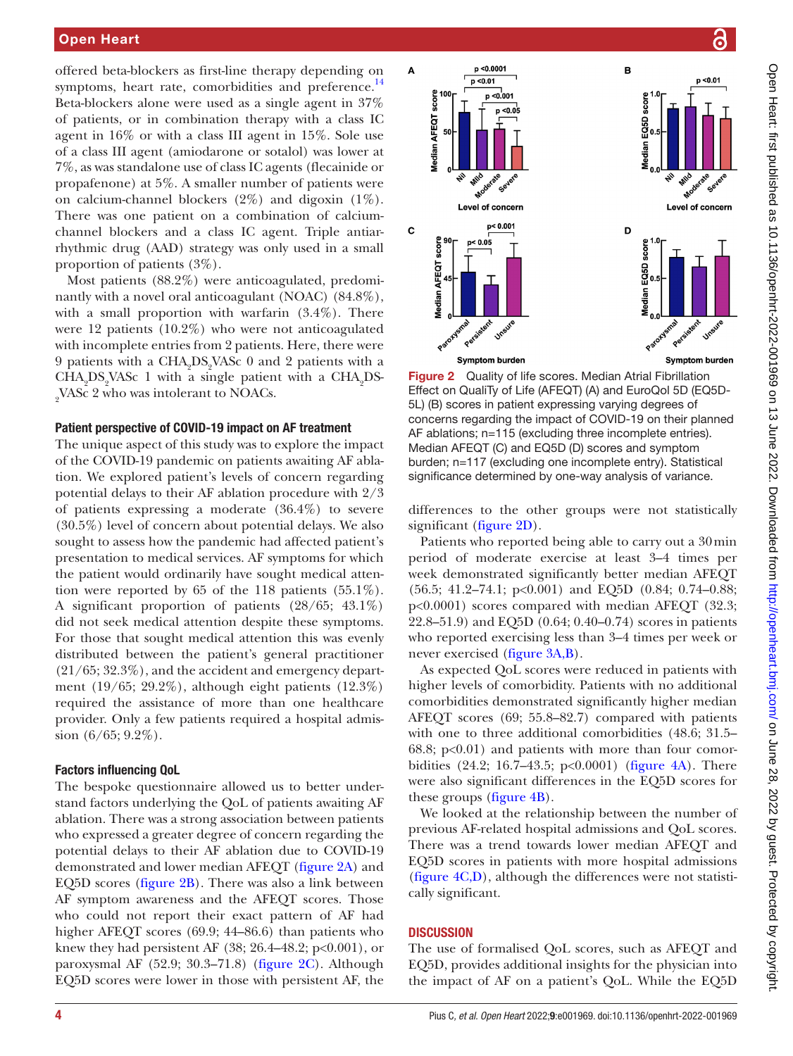offered beta-blockers as first-line therapy depending on symptoms, heart rate, comorbidities and preference.[14] Beta-blockers alone were used as a single agent in 37% of patients, or in combination therapy with a class IC agent in 16% or with a class III agent in 15%. Sole use of a class III agent (amiodarone or sotalol) was lower at 7%, as was standalone use of class IC agents (flecainide or propafenone) at 5%. A smaller number of patients were on calcium-channel blockers (2%) and digoxin (1%). There was one patient on a combination of calcium-channel blockers and a class IC agent. Triple antiarrhythmic drug (AAD) strategy was only used in a small proportion of patients (3%).

Most patients (88.2%) were anticoagulated, predominantly with a novel oral anticoagulant (NOAC) (84.8%), with a small proportion with warfarin (3.4%). There were 12 patients (10.2%) who were not anticoagulated with incomplete entries from 2 patients. Here, there were 9 patients with a $CHA_2DS_2VASc$ 0 and 2 patients with a $CHA_2DS_2VASc$ 1 with a single patient with a $CHA_2DS_2VASc$ 2 who was intolerant to NOACs.

### Patient perspective of COVID-19 impact on AF treatment

The unique aspect of this study was to explore the impact of the COVID-19 pandemic on patients awaiting AF ablation. We explored patient's levels of concern regarding potential delays to their AF ablation procedure with 2/3 of patients expressing a moderate (36.4%) to severe (30.5%) level of concern about potential delays. We also sought to assess how the pandemic had affected patient's presentation to medical services. AF symptoms for which the patient would ordinarily have sought medical attention were reported by 65 of the 118 patients (55.1%). A significant proportion of patients (28/65; 43.1%) did not seek medical attention despite these symptoms. For those that sought medical attention this was evenly distributed between the patient's general practitioner (21/65; 32.3%), and the accident and emergency department (19/65; 29.2%), although eight patients (12.3%) required the assistance of more than one healthcare provider. Only a few patients required a hospital admission (6/65; 9.2%).

### Factors influencing QoL

The bespoke questionnaire allowed us to better understand factors underlying the QoL of patients awaiting AF ablation. There was a strong association between patients who expressed a greater degree of concern regarding the potential delays to their AF ablation due to COVID-19 demonstrated and lower median AFEQT (figure 2A) and EQ5D scores (figure 2B). There was also a link between AF symptom awareness and the AFEQT scores. Those who could not report their exact pattern of AF had higher AFEQT scores (69.9; 44–86.6) than patients who knew they had persistent AF (38; 26.4–48.2; p<0.001), or paroxysmal AF (52.9; 30.3–71.8) (figure 2C). Although EQ5D scores were lower in those with persistent AF, the differences to the other groups were not statistically significant (figure 2D).

Figure 2 Quality of life scores. Median Atrial Fibrillation Effect on QualiTy of Life (AFEQT) (A) and EuroQol 5D (EQ5D-5L) (B) scores in patient expressing varying degrees of concerns regarding the impact of COVID-19 on their planned AF ablations; n=115 (excluding three incomplete entries). Median AFEQT (C) and EQ5D (D) scores and symptom burden; n=117 (excluding one incomplete entry). Statistical significance determined by one-way analysis of variance.

Patients who reported being able to carry out a 30 min period of moderate exercise at least 3–4 times per week demonstrated significantly better median AFEQT (56.5; 41.2–74.1; p<0.001) and EQ5D (0.84; 0.74–0.88; p<0.0001) scores compared with median AFEQT (32.3; 22.8–51.9) and EQ5D (0.64; 0.40–0.74) scores in patients who reported exercising less than 3–4 times per week or never exercised (figure 3A,B).

As expected QoL scores were reduced in patients with higher levels of comorbidity. Patients with no additional comorbidities demonstrated significantly higher median AFEQT scores (69; 55.8–82.7) compared with patients with one to three additional comorbidities (48.6; 31.5–68.8; p<0.01) and patients with more than four comorbidities (24.2; 16.7–43.5; p<0.0001) (figure 4A). There were also significant differences in the EQ5D scores for these groups (figure 4B).

We looked at the relationship between the number of previous AF-related hospital admissions and QoL scores. There was a trend towards lower median AFEQT and EQ5D scores in patients with more hospital admissions (figure 4C,D), although the differences were not statistically significant.

## DISCUSSION

The use of formalised QoL scores, such as AFEQT and EQ5D, provides additional insights for the physician into the impact of AF on a patient's QoL. While the EQ5D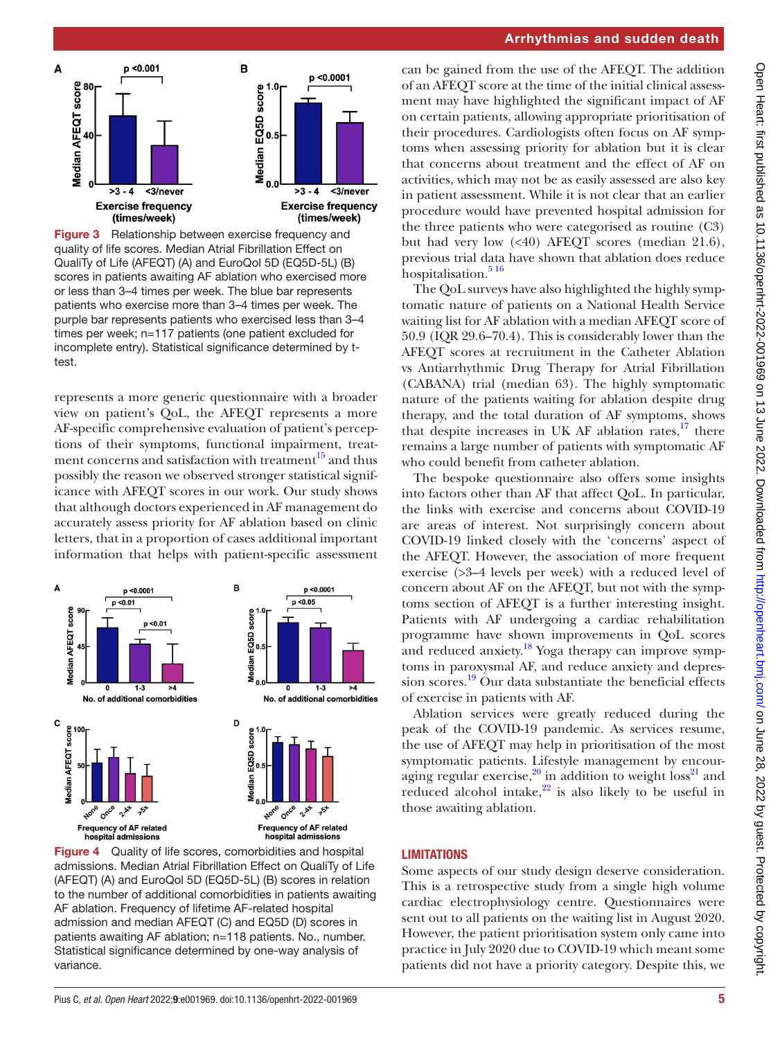Figure 3 Relationship between exercise frequency and quality of life scores. Median Atrial Fibrillation Effect on QualiTy of Life (AFEQT) (A) and EuroQol 5D (EQ5D-5L) (B) scores in patients awaiting AF ablation who exercised more or less than 3–4 times per week. The blue bar represents patients who exercise more than 3–4 times per week. The purple bar represents patients who exercised less than 3–4 times per week; n=117 patients (one patient excluded for incomplete entry). Statistical significance determined by t-test.

represents a more generic questionnaire with a broader view on patient's QoL, the AFEQT represents a more AF-specific comprehensive evaluation of patient's perceptions of their symptoms, functional impairment, treatment concerns and satisfaction with treatment[15] and thus possibly the reason we observed stronger statistical significance with AFEQT scores in our work. Our study shows that although doctors experienced in AF management do accurately assess priority for AF ablation based on clinic letters, that in a proportion of cases additional important information that helps with patient-specific assessment can be gained from the use of the AFEQT. The addition of an AFEQT score at the time of the initial clinical assessment may have highlighted the significant impact of AF on certain patients, allowing appropriate prioritisation of their procedures. Cardiologists often focus on AF symptoms when assessing priority for ablation but it is clear that concerns about treatment and the effect of AF on activities, which may not be as easily assessed are also key in patient assessment. While it is not clear that an earlier procedure would have prevented hospital admission for the three patients who were categorised as routine (C3) but had very low (<40) AFEQT scores (median 21.6), previous trial data have shown that ablation does reduce hospitalisation.[5,16]

The QoL surveys have also highlighted the highly symptomatic nature of patients on a National Health Service waiting list for AF ablation with a median AFEQT score of 50.9 (IQR 29.6–70.4). This is considerably lower than the AFEQT scores at recruitment in the Catheter Ablation vs Antiarrhythmic Drug Therapy for Atrial Fibrillation (CABANA) trial (median 63). The highly symptomatic nature of the patients waiting for ablation despite drug therapy, and the total duration of AF symptoms, shows that despite increases in UK AF ablation rates,[17] there remains a large number of patients with symptomatic AF who could benefit from catheter ablation.

The bespoke questionnaire also offers some insights into factors other than AF that affect QoL. In particular, the links with exercise and concerns about COVID-19 are areas of interest. Not surprisingly concern about COVID-19 linked closely with the 'concerns' aspect of the AFEQT. However, the association of more frequent exercise (>3–4 levels per week) with a reduced level of concern about AF on the AFEQT, but not with the symptoms section of AFEQT is a further interesting insight. Patients with AF undergoing a cardiac rehabilitation programme have shown improvements in QoL scores and reduced anxiety.[18] Yoga therapy can improve symptoms in paroxysmal AF, and reduce anxiety and depression scores.[19] Our data substantiate the beneficial effects of exercise in patients with AF.

Ablation services were greatly reduced during the peak of the COVID-19 pandemic. As services resume, the use of AFEQT may help in prioritisation of the most symptomatic patients. Lifestyle management by encouraging regular exercise,[20] in addition to weight loss[21] and reduced alcohol intake,[22] is also likely to be useful in those awaiting ablation.

Figure 4 Quality of life scores, comorbidities and hospital admissions. Median Atrial Fibrillation Effect on QualiTy of Life (AFEQT) (A) and EuroQol 5D (EQ5D-5L) (B) scores in relation to the number of additional comorbidities in patients awaiting AF ablation. Frequency of lifetime AF-related hospital admission and median AFEQT (C) and EQ5D (D) scores in patients awaiting AF ablation; n=118 patients. No., number. Statistical significance determined by one-way analysis of variance.

## LIMITATIONS

Some aspects of our study design deserve consideration. This is a retrospective study from a single high volume cardiac electrophysiology centre. Questionnaires were sent out to all patients on the waiting list in August 2020. However, the patient prioritisation system only came into practice in July 2020 due to COVID-19 which meant some patients did not have a priority category. Despite this, we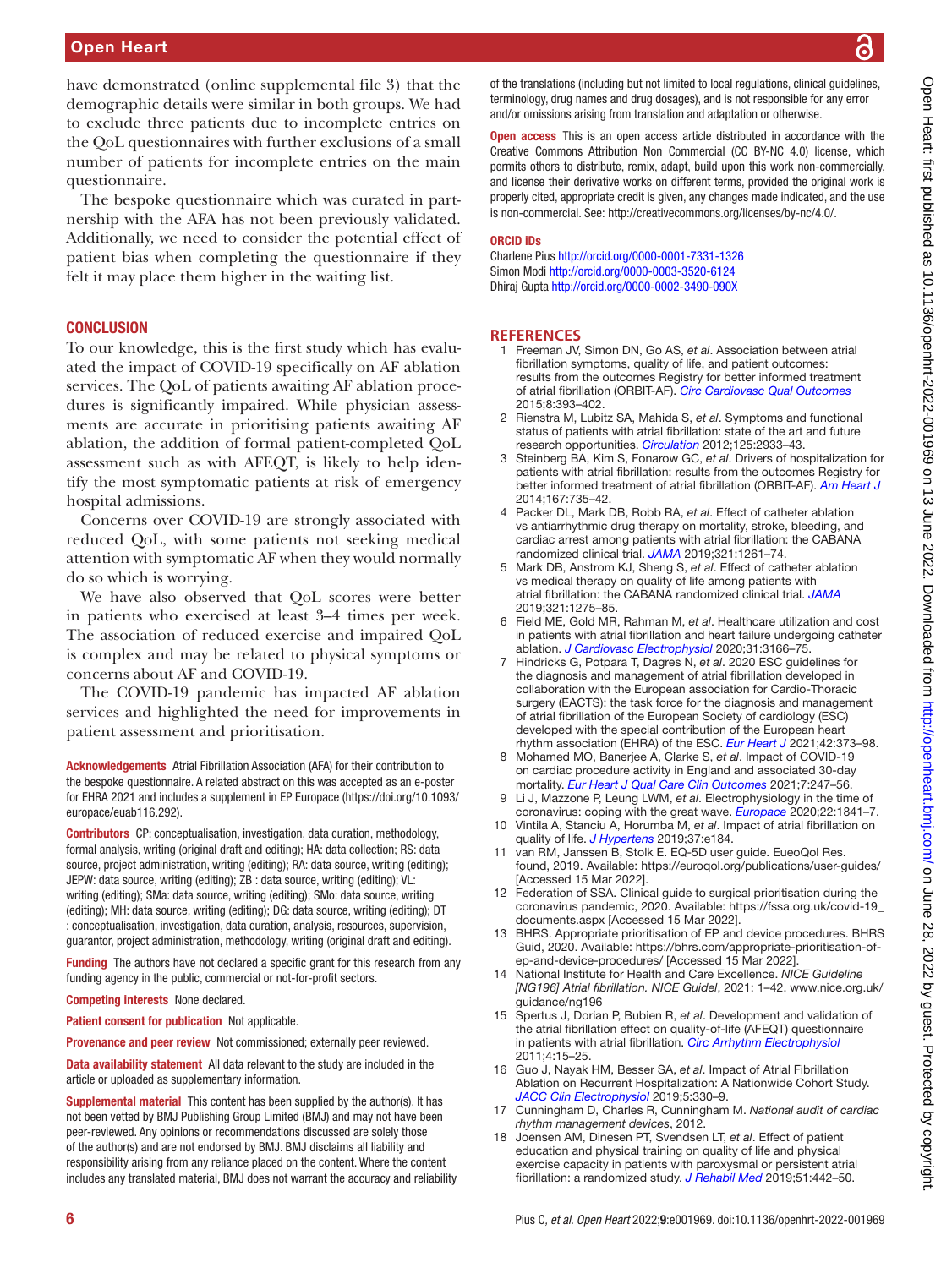have demonstrated (online supplemental file 3) that the demographic details were similar in both groups. We had to exclude three patients due to incomplete entries on the QoL questionnaires with further exclusions of a small number of patients for incomplete entries on the main questionnaire.

The bespoke questionnaire which was curated in partnership with the AFA has not been previously validated. Additionally, we need to consider the potential effect of patient bias when completing the questionnaire if they felt it may place them higher in the waiting list.

## CONCLUSION

To our knowledge, this is the first study which has evaluated the impact of COVID-19 specifically on AF ablation services. The QoL of patients awaiting AF ablation procedures is significantly impaired. While physician assessments are accurate in prioritising patients awaiting AF ablation, the addition of formal patient-completed QoL assessment such as with AFEQT, is likely to help identify the most symptomatic patients at risk of emergency hospital admissions.

Concerns over COVID-19 are strongly associated with reduced QoL, with some patients not seeking medical attention with symptomatic AF when they would normally do so which is worrying.

We have also observed that QoL scores were better in patients who exercised at least 3–4 times per week. The association of reduced exercise and impaired QoL is complex and may be related to physical symptoms or concerns about AF and COVID-19.

The COVID-19 pandemic has impacted AF ablation services and highlighted the need for improvements in patient assessment and prioritisation.

**Acknowledgements** Atrial Fibrillation Association (AFA) for their contribution to the bespoke questionnaire. A related abstract on this was accepted as an e-poster for EHRA 2021 and includes a supplement in EP Europace (https://doi.org/10.1093/europace/euab116.292).

**Contributors** CP: conceptualisation, investigation, data curation, methodology, formal analysis, writing (original draft and editing); HA: data collection; RS: data source, project administration, writing (editing); RA: data source, writing (editing); JEPW: data source, writing (editing); ZB : data source, writing (editing); VL: writing (editing); SMa: data source, writing (editing); SMo: data source, writing (editing); MH: data source, writing (editing); DG: data source, writing (editing); DT : conceptualisation, investigation, data curation, analysis, resources, supervision, guarantor, project administration, methodology, writing (original draft and editing).

**Funding** The authors have not declared a specific grant for this research from any funding agency in the public, commercial or not-for-profit sectors.

**Competing interests** None declared.

**Patient consent for publication** Not applicable.

**Provenance and peer review** Not commissioned; externally peer reviewed.

**Data availability statement** All data relevant to the study are included in the article or uploaded as supplementary information.

**Supplemental material** This content has been supplied by the author(s). It has not been vetted by BMJ Publishing Group Limited (BMJ) and may not have been peer-reviewed. Any opinions or recommendations discussed are solely those of the author(s) and are not endorsed by BMJ. BMJ disclaims all liability and responsibility arising from any reliance placed on the content. Where the content includes any translated material, BMJ does not warrant the accuracy and reliability of the translations (including but not limited to local regulations, clinical guidelines, terminology, drug names and drug dosages), and is not responsible for any error and/or omissions arising from translation and adaptation or otherwise.

**Open access** This is an open access article distributed in accordance with the Creative Commons Attribution Non Commercial (CC BY-NC 4.0) license, which permits others to distribute, remix, adapt, build upon this work non-commercially, and license their derivative works on different terms, provided the original work is properly cited, appropriate credit is given, any changes made indicated, and the use is non-commercial. See: http://creativecommons.org/licenses/by-nc/4.0/.

**ORCID iDs**

Charlene Pius http://orcid.org/0000-0001-7331-1326
Simon Modi http://orcid.org/0000-0003-3520-6124
Dhiraj Gupta http://orcid.org/0000-0002-3490-090X

## REFERENCES

1. Freeman JV, Simon DN, Go AS, *et al*. Association between atrial fibrillation symptoms, quality of life, and patient outcomes: results from the outcomes Registry for better informed treatment of atrial fibrillation (ORBIT-AF). *Circ Cardiovasc Qual Outcomes* 2015;8:393–402.
2. Rienstra M, Lubitz SA, Mahida S, *et al*. Symptoms and functional status of patients with atrial fibrillation: state of the art and future research opportunities. *Circulation* 2012;125:2933–43.
3. Steinberg BA, Kim S, Fonarow GC, *et al*. Drivers of hospitalization for patients with atrial fibrillation: results from the outcomes Registry for better informed treatment of atrial fibrillation (ORBIT-AF). *Am Heart J* 2014;167:735–42.
4. Packer DL, Mark DB, Robb RA, *et al*. Effect of catheter ablation vs antiarrhythmic drug therapy on mortality, stroke, bleeding, and cardiac arrest among patients with atrial fibrillation: the CABANA randomized clinical trial. *JAMA* 2019;321:1261–74.
5. Mark DB, Anstrom KJ, Sheng S, *et al*. Effect of catheter ablation vs medical therapy on quality of life among patients with atrial fibrillation: the CABANA randomized clinical trial. *JAMA* 2019;321:1275–85.
6. Field ME, Gold MR, Rahman M, *et al*. Healthcare utilization and cost in patients with atrial fibrillation and heart failure undergoing catheter ablation. *J Cardiovasc Electrophysiol* 2020;31:3166–75.
7. Hindricks G, Potpara T, Dagres N, *et al*. 2020 ESC guidelines for the diagnosis and management of atrial fibrillation developed in collaboration with the European association for Cardio-Thoracic surgery (EACTS): the task force for the diagnosis and management of atrial fibrillation of the European Society of cardiology (ESC) developed with the special contribution of the European heart rhythm association (EHRA) of the ESC. *Eur Heart J* 2021;42:373–98.
8. Mohamed MO, Banerjee A, Clarke S, *et al*. Impact of COVID-19 on cardiac procedure activity in England and associated 30-day mortality. *Eur Heart J Qual Care Clin Outcomes* 2021;7:247–56.
9. Li J, Mazzone P, Leung LWM, *et al*. Electrophysiology in the time of coronavirus: coping with the great wave. *Europace* 2020;22:1841–7.
10. Vintila A, Stanciu A, Horumba M, *et al*. Impact of atrial fibrillation on quality of life. *J Hypertens* 2019;37:e184.
11. van RM, Janssen B, Stolk E. EQ-5D user guide. EueoQol Res. found, 2019. Available: https://euroqol.org/publications/user-guides/ [Accessed 15 Mar 2022].
12. Federation of SSA. Clinical guide to surgical prioritisation during the coronavirus pandemic, 2020. Available: https://fssa.org.uk/covid-19_documents.aspx [Accessed 15 Mar 2022].
13. BHRS. Appropriate prioritisation of EP and device procedures. BHRS Guid, 2020. Available: https://bhrs.com/appropriate-prioritisation-of-ep-and-device-procedures/ [Accessed 15 Mar 2022].
14. National Institute for Health and Care Excellence. *NICE Guideline [NG196] Atrial fibrillation. NICE Guidel*, 2021: 1–42. www.nice.org.uk/guidance/ng196
15. Spertus J, Dorian P, Bubien R, *et al*. Development and validation of the atrial fibrillation effect on quality-of-life (AFEQT) questionnaire in patients with atrial fibrillation. *Circ Arrhythm Electrophysiol* 2011;4:15–25.
16. Guo J, Nayak HM, Besser SA, *et al*. Impact of Atrial Fibrillation Ablation on Recurrent Hospitalization: A Nationwide Cohort Study. *JACC Clin Electrophysiol* 2019;5:330–9.
17. Cunningham D, Charles R, Cunningham M. *National audit of cardiac rhythm management devices*, 2012.
18. Joensen AM, Dinesen PT, Svendsen LT, *et al*. Effect of patient education and physical training on quality of life and physical exercise capacity in patients with paroxysmal or persistent atrial fibrillation: a randomized study. *J Rehabil Med* 2019;51:442–50.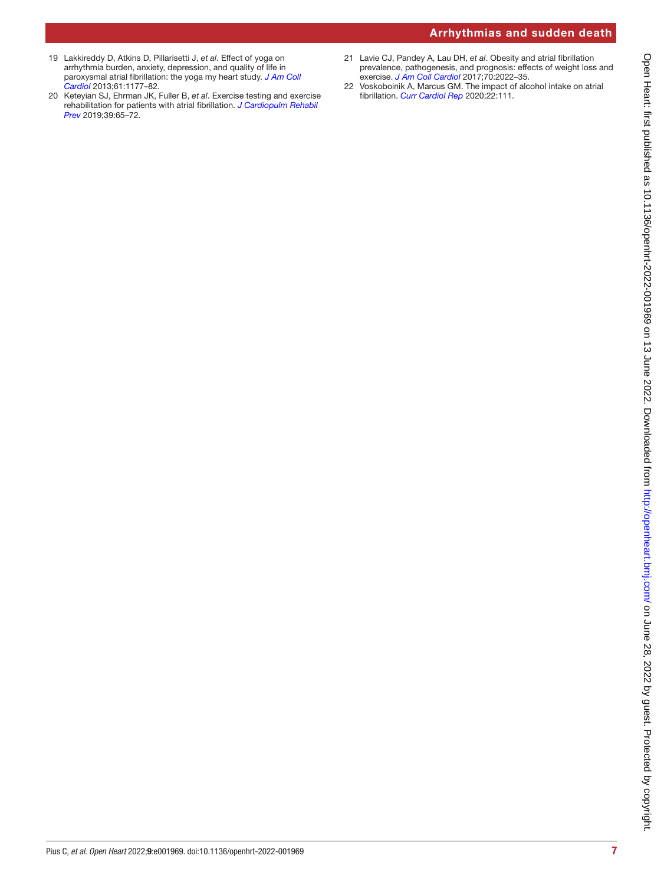19 Lakkireddy D, Atkins D, Pillarisetti J, *et al*. Effect of yoga on arrhythmia burden, anxiety, depression, and quality of life in paroxysmal atrial fibrillation: the yoga my heart study. *J Am Coll Cardiol* 2013;61:1177–82.

20 Keteyian SJ, Ehrman JK, Fuller B, *et al*. Exercise testing and exercise rehabilitation for patients with atrial fibrillation. *J Cardiopulm Rehabil Prev* 2019;39:65–72.

21 Lavie CJ, Pandey A, Lau DH, *et al*. Obesity and atrial fibrillation prevalence, pathogenesis, and prognosis: effects of weight loss and exercise. *J Am Coll Cardiol* 2017;70:2022–35.

22 Voskoboinik A, Marcus GM. The impact of alcohol intake on atrial fibrillation. *Curr Cardiol Rep* 2020;22:111.